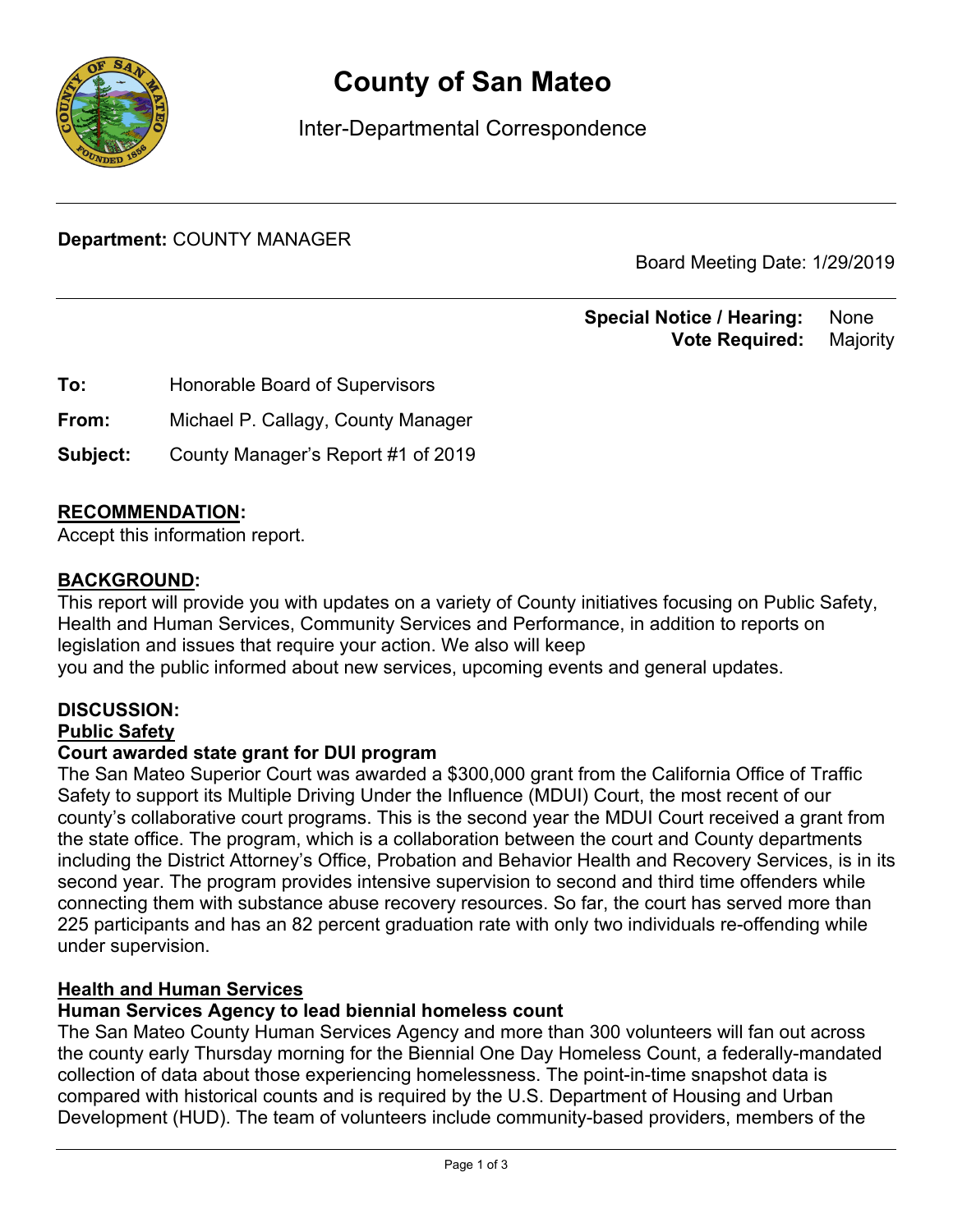# County of San Mateo

Inter-Departmental Correspondence

**Department:** COUNTY MANAGER

Board Meeting Date: 1/29/2019

**Special Notice / Hearing:** None
**Vote Required:** Majority

**To:** Honorable Board of Supervisors

**From:** Michael P. Callagy, County Manager

**Subject:** County Manager's Report #1 of 2019

## RECOMMENDATION:

Accept this information report.

## BACKGROUND:

This report will provide you with updates on a variety of County initiatives focusing on Public Safety, Health and Human Services, Community Services and Performance, in addition to reports on legislation and issues that require your action. We also will keep you and the public informed about new services, upcoming events and general updates.

## DISCUSSION:

### Public Safety

#### Court awarded state grant for DUI program

The San Mateo Superior Court was awarded a $300,000 grant from the California Office of Traffic Safety to support its Multiple Driving Under the Influence (MDUI) Court, the most recent of our county's collaborative court programs. This is the second year the MDUI Court received a grant from the state office. The program, which is a collaboration between the court and County departments including the District Attorney's Office, Probation and Behavior Health and Recovery Services, is in its second year. The program provides intensive supervision to second and third time offenders while connecting them with substance abuse recovery resources. So far, the court has served more than 225 participants and has an 82 percent graduation rate with only two individuals re-offending while under supervision.

### Health and Human Services

#### Human Services Agency to lead biennial homeless count

The San Mateo County Human Services Agency and more than 300 volunteers will fan out across the county early Thursday morning for the Biennial One Day Homeless Count, a federally-mandated collection of data about those experiencing homelessness. The point-in-time snapshot data is compared with historical counts and is required by the U.S. Department of Housing and Urban Development (HUD). The team of volunteers include community-based providers, members of the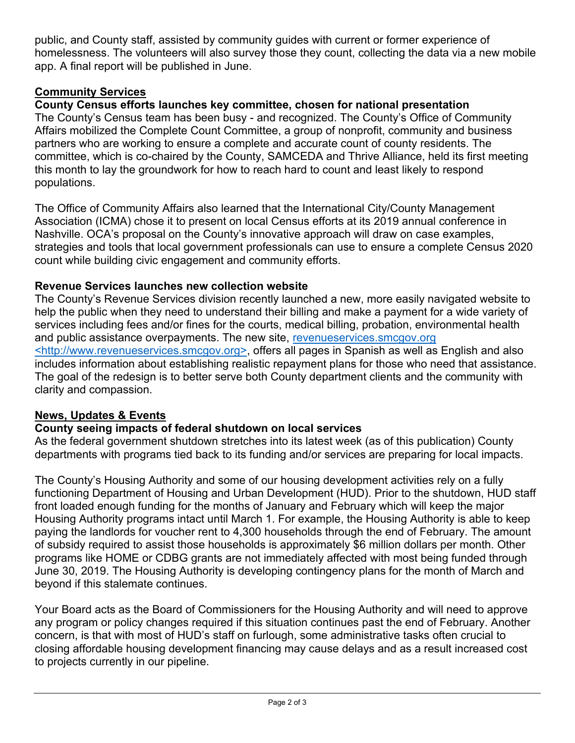public, and County staff, assisted by community guides with current or former experience of homelessness. The volunteers will also survey those they count, collecting the data via a new mobile app. A final report will be published in June.

## Community Services

### County Census efforts launches key committee, chosen for national presentation

The County's Census team has been busy - and recognized. The County's Office of Community Affairs mobilized the Complete Count Committee, a group of nonprofit, community and business partners who are working to ensure a complete and accurate count of county residents. The committee, which is co-chaired by the County, SAMCEDA and Thrive Alliance, held its first meeting this month to lay the groundwork for how to reach hard to count and least likely to respond populations.

The Office of Community Affairs also learned that the International City/County Management Association (ICMA) chose it to present on local Census efforts at its 2019 annual conference in Nashville. OCA's proposal on the County's innovative approach will draw on case examples, strategies and tools that local government professionals can use to ensure a complete Census 2020 count while building civic engagement and community efforts.

### Revenue Services launches new collection website

The County's Revenue Services division recently launched a new, more easily navigated website to help the public when they need to understand their billing and make a payment for a wide variety of services including fees and/or fines for the courts, medical billing, probation, environmental health and public assistance overpayments. The new site, [revenueservices.smcgov.org <http://www.revenueservices.smcgov.org>](http://www.revenueservices.smcgov.org), offers all pages in Spanish as well as English and also includes information about establishing realistic repayment plans for those who need that assistance. The goal of the redesign is to better serve both County department clients and the community with clarity and compassion.

## News, Updates & Events

### County seeing impacts of federal shutdown on local services

As the federal government shutdown stretches into its latest week (as of this publication) County departments with programs tied back to its funding and/or services are preparing for local impacts.

The County's Housing Authority and some of our housing development activities rely on a fully functioning Department of Housing and Urban Development (HUD). Prior to the shutdown, HUD staff front loaded enough funding for the months of January and February which will keep the major Housing Authority programs intact until March 1. For example, the Housing Authority is able to keep paying the landlords for voucher rent to 4,300 households through the end of February. The amount of subsidy required to assist those households is approximately $6 million dollars per month. Other programs like HOME or CDBG grants are not immediately affected with most being funded through June 30, 2019. The Housing Authority is developing contingency plans for the month of March and beyond if this stalemate continues.

Your Board acts as the Board of Commissioners for the Housing Authority and will need to approve any program or policy changes required if this situation continues past the end of February. Another concern, is that with most of HUD's staff on furlough, some administrative tasks often crucial to closing affordable housing development financing may cause delays and as a result increased cost to projects currently in our pipeline.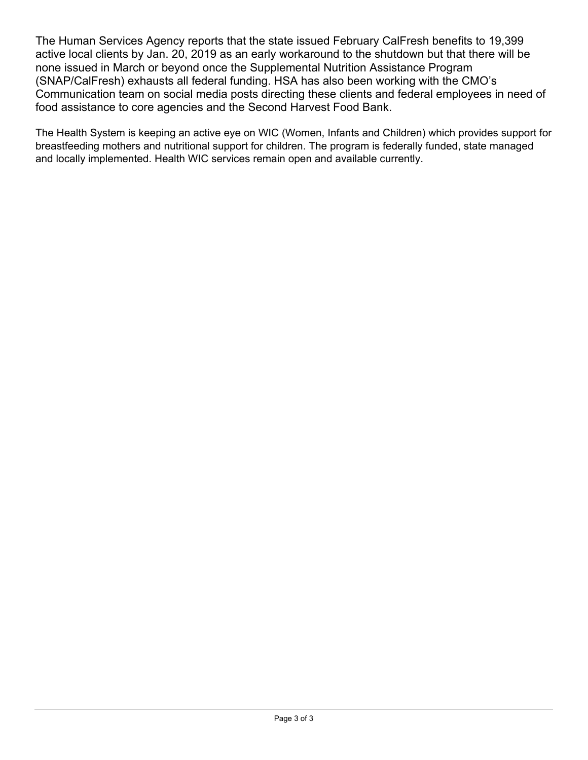The Human Services Agency reports that the state issued February CalFresh benefits to 19,399 active local clients by Jan. 20, 2019 as an early workaround to the shutdown but that there will be none issued in March or beyond once the Supplemental Nutrition Assistance Program (SNAP/CalFresh) exhausts all federal funding. HSA has also been working with the CMO's Communication team on social media posts directing these clients and federal employees in need of food assistance to core agencies and the Second Harvest Food Bank.

The Health System is keeping an active eye on WIC (Women, Infants and Children) which provides support for breastfeeding mothers and nutritional support for children. The program is federally funded, state managed and locally implemented. Health WIC services remain open and available currently.